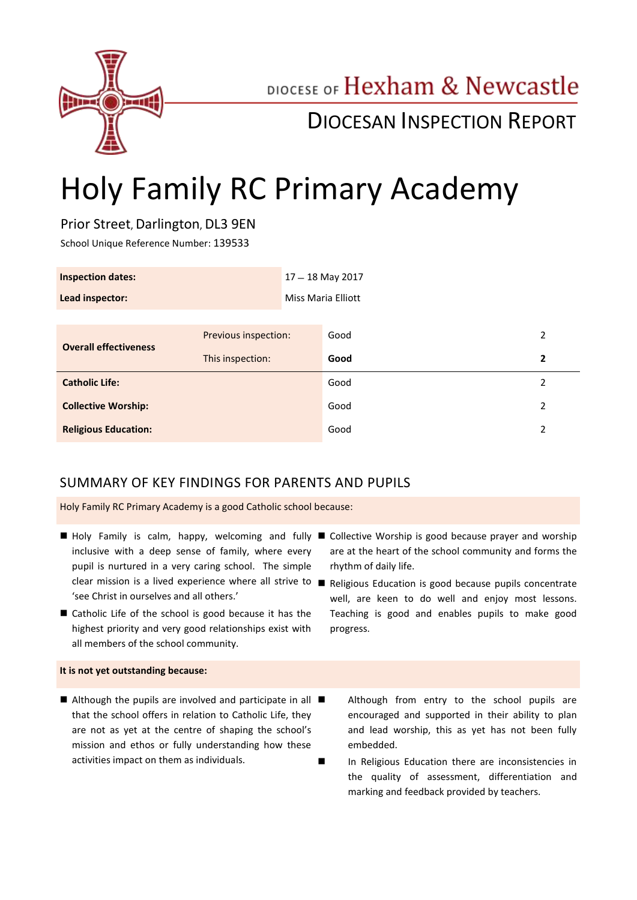DIOCESE OF Hexham & Newcastle

DIOCESAN INSPECTION REPORT

# Holy Family RC Primary Academy

Prior Street, Darlington, DL3 9EN

School Unique Reference Number: 139533

| | |
|---|---|
| **Inspection dates:** | 17 – 18 May 2017 |
| **Lead inspector:** | Miss Maria Elliott |

| | | | |
|---|---|---|---|
| **Overall effectiveness** | Previous inspection: | Good | 2 |
| | This inspection: | **Good** | **2** |
| **Catholic Life:** | | Good | 2 |
| **Collective Worship:** | | Good | 2 |
| **Religious Education:** | | Good | 2 |

## SUMMARY OF KEY FINDINGS FOR PARENTS AND PUPILS

Holy Family RC Primary Academy is a good Catholic school because:

- Holy Family is calm, happy, welcoming and fully inclusive with a deep sense of family, where every pupil is nurtured in a very caring school. The simple clear mission is a lived experience where all strive to 'see Christ in ourselves and all others.'
- Catholic Life of the school is good because it has the highest priority and very good relationships exist with all members of the school community.
- Collective Worship is good because prayer and worship are at the heart of the school community and forms the rhythm of daily life.
- Religious Education is good because pupils concentrate well, are keen to do well and enjoy most lessons. Teaching is good and enables pupils to make good progress.

**It is not yet outstanding because:**

- Although the pupils are involved and participate in all that the school offers in relation to Catholic Life, they are not as yet at the centre of shaping the school's mission and ethos or fully understanding how these activities impact on them as individuals.
- Although from entry to the school pupils are encouraged and supported in their ability to plan and lead worship, this as yet has not been fully embedded.
- In Religious Education there are inconsistencies in the quality of assessment, differentiation and marking and feedback provided by teachers.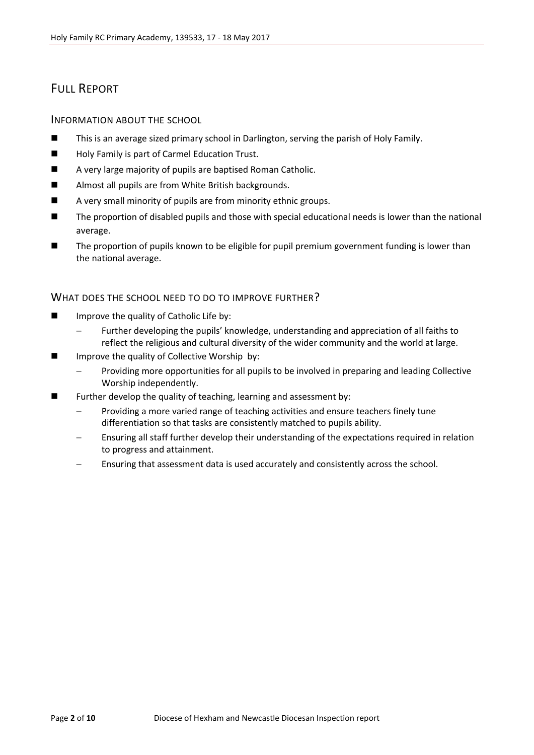# FULL REPORT

## INFORMATION ABOUT THE SCHOOL

- This is an average sized primary school in Darlington, serving the parish of Holy Family.
- Holy Family is part of Carmel Education Trust.
- A very large majority of pupils are baptised Roman Catholic.
- Almost all pupils are from White British backgrounds.
- A very small minority of pupils are from minority ethnic groups.
- The proportion of disabled pupils and those with special educational needs is lower than the national average.
- The proportion of pupils known to be eligible for pupil premium government funding is lower than the national average.

## WHAT DOES THE SCHOOL NEED TO DO TO IMPROVE FURTHER?

- Improve the quality of Catholic Life by:
  - Further developing the pupils' knowledge, understanding and appreciation of all faiths to reflect the religious and cultural diversity of the wider community and the world at large.
- Improve the quality of Collective Worship by:
  - Providing more opportunities for all pupils to be involved in preparing and leading Collective Worship independently.
- Further develop the quality of teaching, learning and assessment by:
  - Providing a more varied range of teaching activities and ensure teachers finely tune differentiation so that tasks are consistently matched to pupils ability.
  - Ensuring all staff further develop their understanding of the expectations required in relation to progress and attainment.
  - Ensuring that assessment data is used accurately and consistently across the school.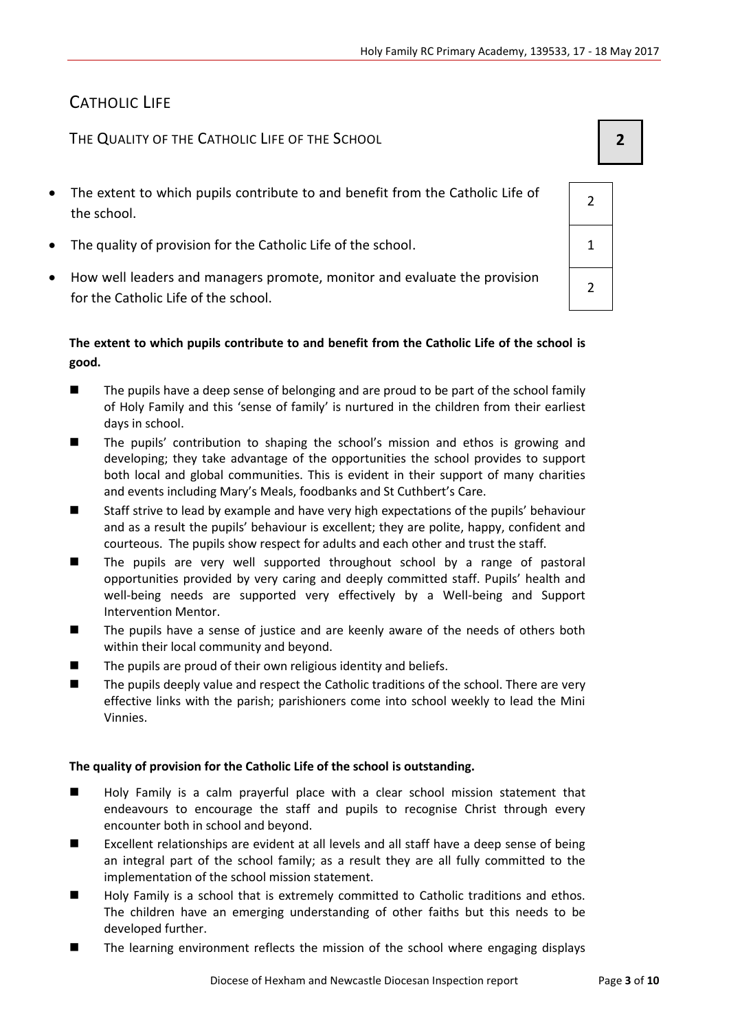# CATHOLIC LIFE

## THE QUALITY OF THE CATHOLIC LIFE OF THE SCHOOL **2**

| | |
|---|---|
| The extent to which pupils contribute to and benefit from the Catholic Life of the school. | 2 |
| The quality of provision for the Catholic Life of the school. | 1 |
| How well leaders and managers promote, monitor and evaluate the provision for the Catholic Life of the school. | 2 |

**The extent to which pupils contribute to and benefit from the Catholic Life of the school is good.**

- The pupils have a deep sense of belonging and are proud to be part of the school family of Holy Family and this 'sense of family' is nurtured in the children from their earliest days in school.
- The pupils' contribution to shaping the school's mission and ethos is growing and developing; they take advantage of the opportunities the school provides to support both local and global communities. This is evident in their support of many charities and events including Mary's Meals, foodbanks and St Cuthbert's Care.
- Staff strive to lead by example and have very high expectations of the pupils' behaviour and as a result the pupils' behaviour is excellent; they are polite, happy, confident and courteous. The pupils show respect for adults and each other and trust the staff.
- The pupils are very well supported throughout school by a range of pastoral opportunities provided by very caring and deeply committed staff. Pupils' health and well-being needs are supported very effectively by a Well-being and Support Intervention Mentor.
- The pupils have a sense of justice and are keenly aware of the needs of others both within their local community and beyond.
- The pupils are proud of their own religious identity and beliefs.
- The pupils deeply value and respect the Catholic traditions of the school. There are very effective links with the parish; parishioners come into school weekly to lead the Mini Vinnies.

**The quality of provision for the Catholic Life of the school is outstanding.**

- Holy Family is a calm prayerful place with a clear school mission statement that endeavours to encourage the staff and pupils to recognise Christ through every encounter both in school and beyond.
- Excellent relationships are evident at all levels and all staff have a deep sense of being an integral part of the school family; as a result they are all fully committed to the implementation of the school mission statement.
- Holy Family is a school that is extremely committed to Catholic traditions and ethos. The children have an emerging understanding of other faiths but this needs to be developed further.
- The learning environment reflects the mission of the school where engaging displays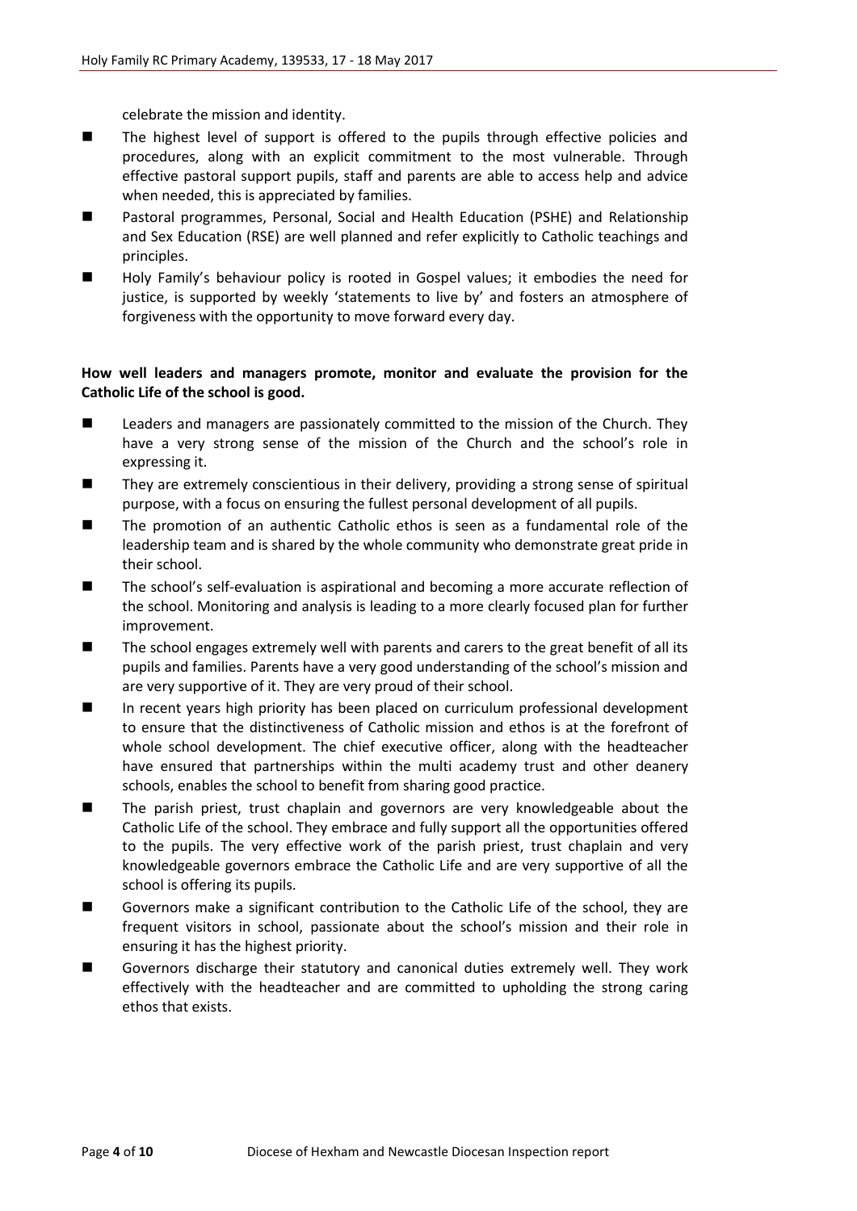celebrate the mission and identity.

- The highest level of support is offered to the pupils through effective policies and procedures, along with an explicit commitment to the most vulnerable. Through effective pastoral support pupils, staff and parents are able to access help and advice when needed, this is appreciated by families.
- Pastoral programmes, Personal, Social and Health Education (PSHE) and Relationship and Sex Education (RSE) are well planned and refer explicitly to Catholic teachings and principles.
- Holy Family's behaviour policy is rooted in Gospel values; it embodies the need for justice, is supported by weekly 'statements to live by' and fosters an atmosphere of forgiveness with the opportunity to move forward every day.

**How well leaders and managers promote, monitor and evaluate the provision for the Catholic Life of the school is good.**

- Leaders and managers are passionately committed to the mission of the Church. They have a very strong sense of the mission of the Church and the school's role in expressing it.
- They are extremely conscientious in their delivery, providing a strong sense of spiritual purpose, with a focus on ensuring the fullest personal development of all pupils.
- The promotion of an authentic Catholic ethos is seen as a fundamental role of the leadership team and is shared by the whole community who demonstrate great pride in their school.
- The school's self-evaluation is aspirational and becoming a more accurate reflection of the school. Monitoring and analysis is leading to a more clearly focused plan for further improvement.
- The school engages extremely well with parents and carers to the great benefit of all its pupils and families. Parents have a very good understanding of the school's mission and are very supportive of it. They are very proud of their school.
- In recent years high priority has been placed on curriculum professional development to ensure that the distinctiveness of Catholic mission and ethos is at the forefront of whole school development. The chief executive officer, along with the headteacher have ensured that partnerships within the multi academy trust and other deanery schools, enables the school to benefit from sharing good practice.
- The parish priest, trust chaplain and governors are very knowledgeable about the Catholic Life of the school. They embrace and fully support all the opportunities offered to the pupils. The very effective work of the parish priest, trust chaplain and very knowledgeable governors embrace the Catholic Life and are very supportive of all the school is offering its pupils.
- Governors make a significant contribution to the Catholic Life of the school, they are frequent visitors in school, passionate about the school's mission and their role in ensuring it has the highest priority.
- Governors discharge their statutory and canonical duties extremely well. They work effectively with the headteacher and are committed to upholding the strong caring ethos that exists.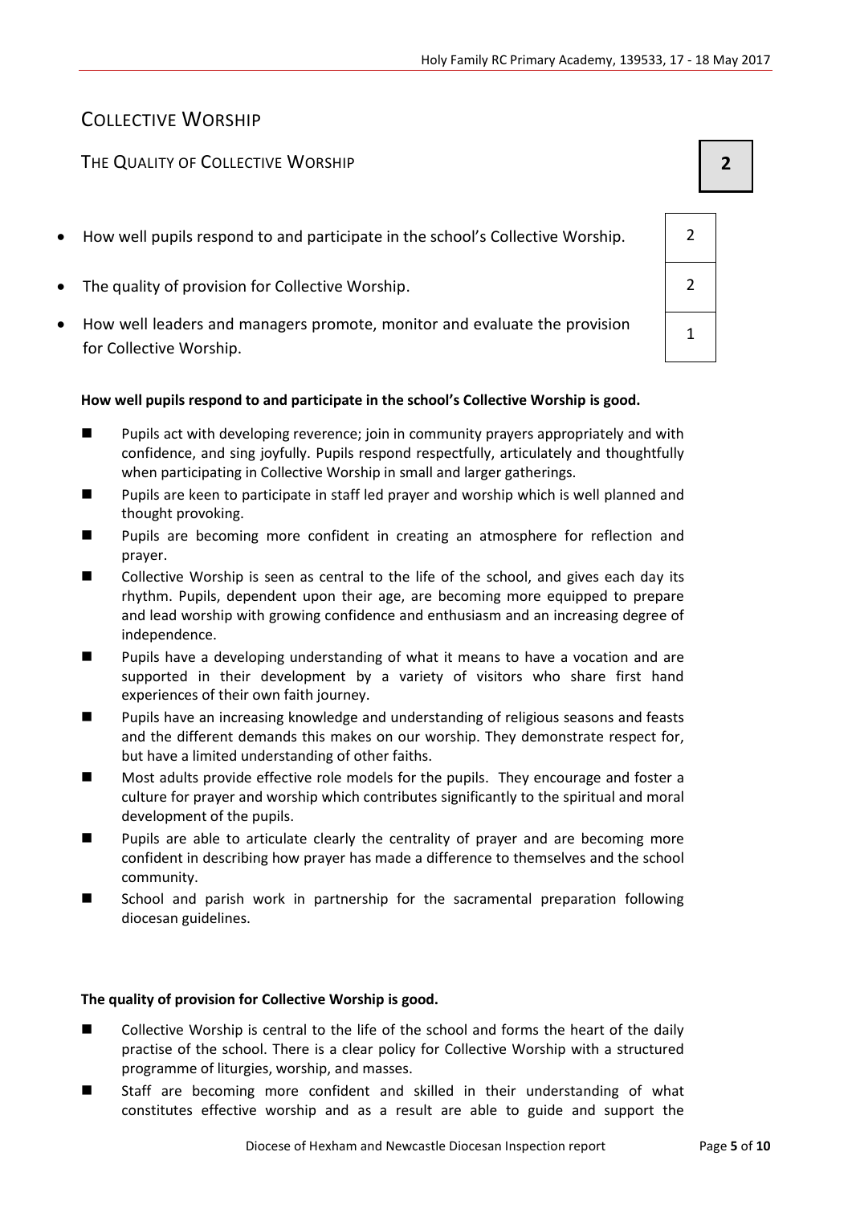## COLLECTIVE WORSHIP

### THE QUALITY OF COLLECTIVE WORSHIP

**2**

| Criterion | Grade |
| --- | --- |
| How well pupils respond to and participate in the school's Collective Worship. | 2 |
| The quality of provision for Collective Worship. | 2 |
| How well leaders and managers promote, monitor and evaluate the provision for Collective Worship. | 1 |

**How well pupils respond to and participate in the school's Collective Worship is good.**

- Pupils act with developing reverence; join in community prayers appropriately and with confidence, and sing joyfully. Pupils respond respectfully, articulately and thoughtfully when participating in Collective Worship in small and larger gatherings.
- Pupils are keen to participate in staff led prayer and worship which is well planned and thought provoking.
- Pupils are becoming more confident in creating an atmosphere for reflection and prayer.
- Collective Worship is seen as central to the life of the school, and gives each day its rhythm. Pupils, dependent upon their age, are becoming more equipped to prepare and lead worship with growing confidence and enthusiasm and an increasing degree of independence.
- Pupils have a developing understanding of what it means to have a vocation and are supported in their development by a variety of visitors who share first hand experiences of their own faith journey.
- Pupils have an increasing knowledge and understanding of religious seasons and feasts and the different demands this makes on our worship. They demonstrate respect for, but have a limited understanding of other faiths.
- Most adults provide effective role models for the pupils. They encourage and foster a culture for prayer and worship which contributes significantly to the spiritual and moral development of the pupils.
- Pupils are able to articulate clearly the centrality of prayer and are becoming more confident in describing how prayer has made a difference to themselves and the school community.
- School and parish work in partnership for the sacramental preparation following diocesan guidelines.

**The quality of provision for Collective Worship is good.**

- Collective Worship is central to the life of the school and forms the heart of the daily practise of the school. There is a clear policy for Collective Worship with a structured programme of liturgies, worship, and masses.
- Staff are becoming more confident and skilled in their understanding of what constitutes effective worship and as a result are able to guide and support the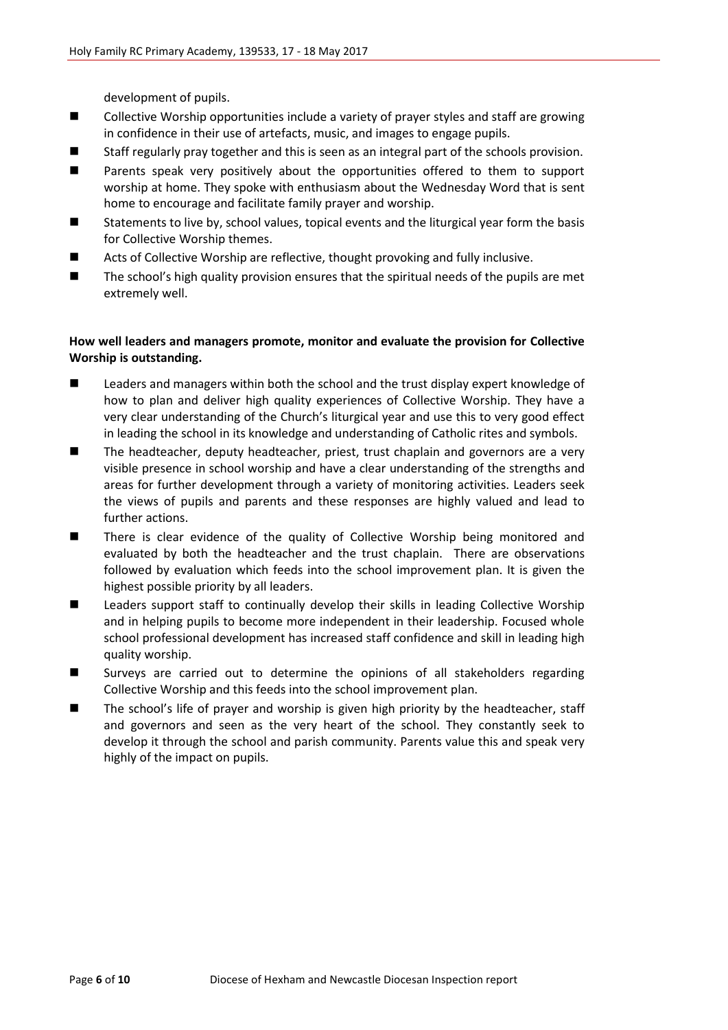development of pupils.

- Collective Worship opportunities include a variety of prayer styles and staff are growing in confidence in their use of artefacts, music, and images to engage pupils.
- Staff regularly pray together and this is seen as an integral part of the schools provision.
- Parents speak very positively about the opportunities offered to them to support worship at home. They spoke with enthusiasm about the Wednesday Word that is sent home to encourage and facilitate family prayer and worship.
- Statements to live by, school values, topical events and the liturgical year form the basis for Collective Worship themes.
- Acts of Collective Worship are reflective, thought provoking and fully inclusive.
- The school's high quality provision ensures that the spiritual needs of the pupils are met extremely well.

**How well leaders and managers promote, monitor and evaluate the provision for Collective Worship is outstanding.**

- Leaders and managers within both the school and the trust display expert knowledge of how to plan and deliver high quality experiences of Collective Worship. They have a very clear understanding of the Church's liturgical year and use this to very good effect in leading the school in its knowledge and understanding of Catholic rites and symbols.
- The headteacher, deputy headteacher, priest, trust chaplain and governors are a very visible presence in school worship and have a clear understanding of the strengths and areas for further development through a variety of monitoring activities. Leaders seek the views of pupils and parents and these responses are highly valued and lead to further actions.
- There is clear evidence of the quality of Collective Worship being monitored and evaluated by both the headteacher and the trust chaplain. There are observations followed by evaluation which feeds into the school improvement plan. It is given the highest possible priority by all leaders.
- Leaders support staff to continually develop their skills in leading Collective Worship and in helping pupils to become more independent in their leadership. Focused whole school professional development has increased staff confidence and skill in leading high quality worship.
- Surveys are carried out to determine the opinions of all stakeholders regarding Collective Worship and this feeds into the school improvement plan.
- The school's life of prayer and worship is given high priority by the headteacher, staff and governors and seen as the very heart of the school. They constantly seek to develop it through the school and parish community. Parents value this and speak very highly of the impact on pupils.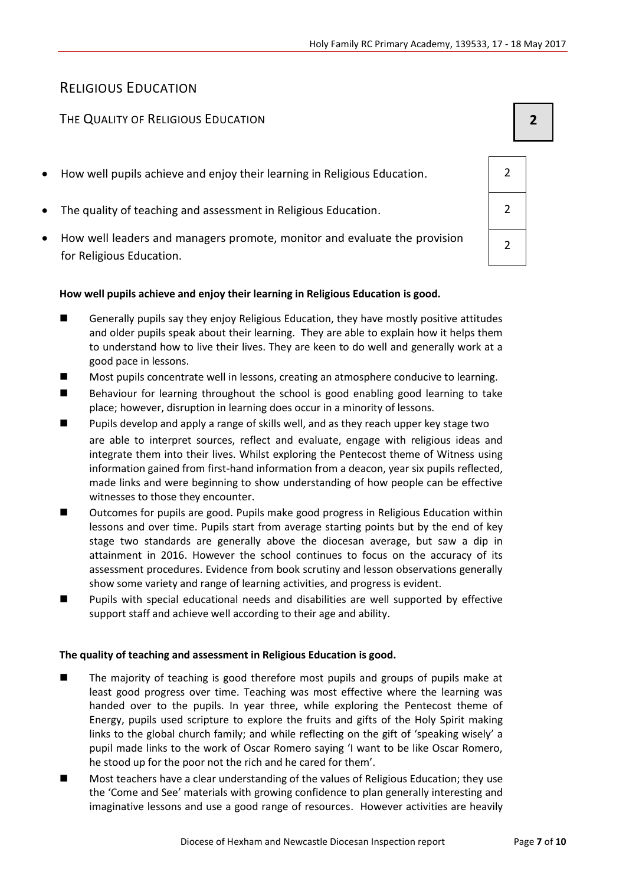## RELIGIOUS EDUCATION

### THE QUALITY OF RELIGIOUS EDUCATION **2**

| | |
|---|---|
| How well pupils achieve and enjoy their learning in Religious Education. | 2 |
| The quality of teaching and assessment in Religious Education. | 2 |
| How well leaders and managers promote, monitor and evaluate the provision for Religious Education. | 2 |

**How well pupils achieve and enjoy their learning in Religious Education is good.**

- Generally pupils say they enjoy Religious Education, they have mostly positive attitudes and older pupils speak about their learning. They are able to explain how it helps them to understand how to live their lives. They are keen to do well and generally work at a good pace in lessons.
- Most pupils concentrate well in lessons, creating an atmosphere conducive to learning.
- Behaviour for learning throughout the school is good enabling good learning to take place; however, disruption in learning does occur in a minority of lessons.
- Pupils develop and apply a range of skills well, and as they reach upper key stage two are able to interpret sources, reflect and evaluate, engage with religious ideas and integrate them into their lives. Whilst exploring the Pentecost theme of Witness using information gained from first-hand information from a deacon, year six pupils reflected, made links and were beginning to show understanding of how people can be effective witnesses to those they encounter.
- Outcomes for pupils are good. Pupils make good progress in Religious Education within lessons and over time. Pupils start from average starting points but by the end of key stage two standards are generally above the diocesan average, but saw a dip in attainment in 2016. However the school continues to focus on the accuracy of its assessment procedures. Evidence from book scrutiny and lesson observations generally show some variety and range of learning activities, and progress is evident.
- Pupils with special educational needs and disabilities are well supported by effective support staff and achieve well according to their age and ability.

**The quality of teaching and assessment in Religious Education is good.**

- The majority of teaching is good therefore most pupils and groups of pupils make at least good progress over time. Teaching was most effective where the learning was handed over to the pupils. In year three, while exploring the Pentecost theme of Energy, pupils used scripture to explore the fruits and gifts of the Holy Spirit making links to the global church family; and while reflecting on the gift of 'speaking wisely' a pupil made links to the work of Oscar Romero saying 'I want to be like Oscar Romero, he stood up for the poor not the rich and he cared for them'.
- Most teachers have a clear understanding of the values of Religious Education; they use the 'Come and See' materials with growing confidence to plan generally interesting and imaginative lessons and use a good range of resources. However activities are heavily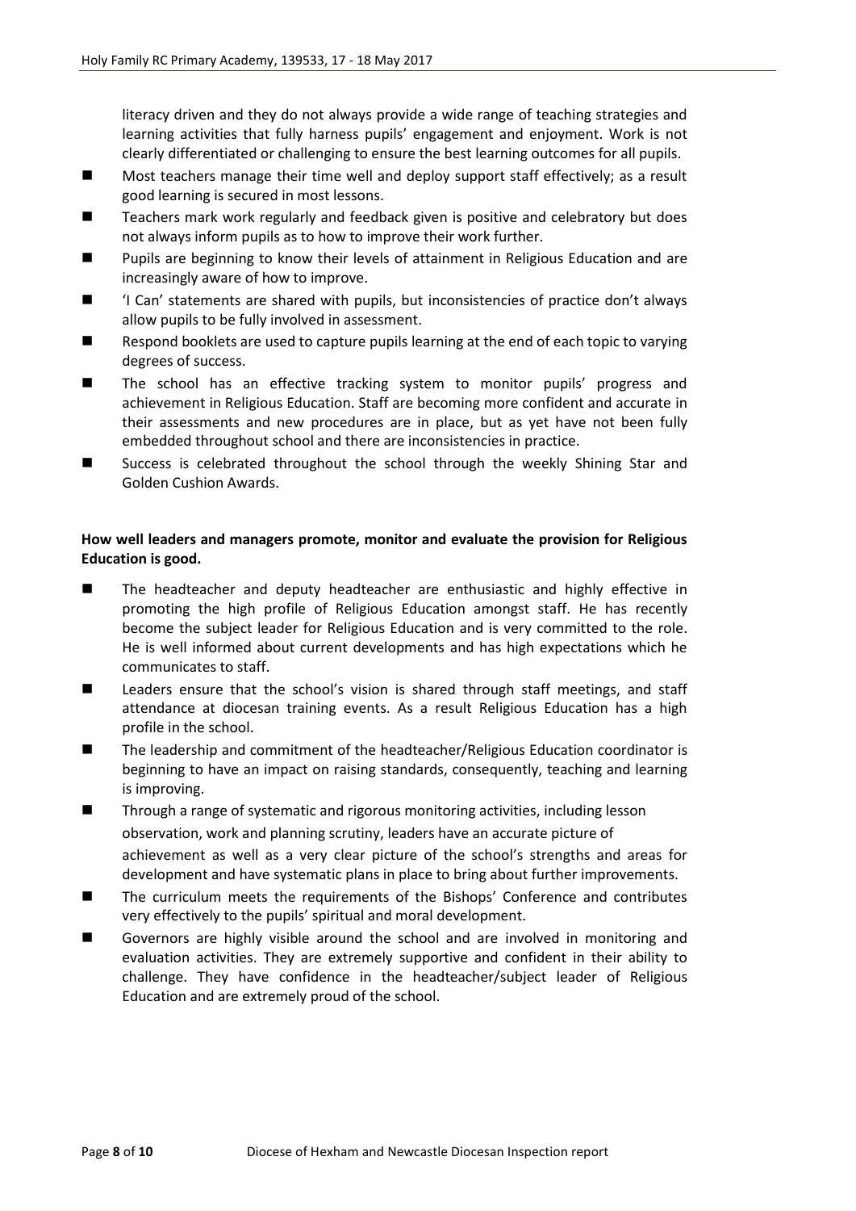literacy driven and they do not always provide a wide range of teaching strategies and learning activities that fully harness pupils' engagement and enjoyment. Work is not clearly differentiated or challenging to ensure the best learning outcomes for all pupils.

- Most teachers manage their time well and deploy support staff effectively; as a result good learning is secured in most lessons.
- Teachers mark work regularly and feedback given is positive and celebratory but does not always inform pupils as to how to improve their work further.
- Pupils are beginning to know their levels of attainment in Religious Education and are increasingly aware of how to improve.
- 'I Can' statements are shared with pupils, but inconsistencies of practice don't always allow pupils to be fully involved in assessment.
- Respond booklets are used to capture pupils learning at the end of each topic to varying degrees of success.
- The school has an effective tracking system to monitor pupils' progress and achievement in Religious Education. Staff are becoming more confident and accurate in their assessments and new procedures are in place, but as yet have not been fully embedded throughout school and there are inconsistencies in practice.
- Success is celebrated throughout the school through the weekly Shining Star and Golden Cushion Awards.

**How well leaders and managers promote, monitor and evaluate the provision for Religious Education is good.**

- The headteacher and deputy headteacher are enthusiastic and highly effective in promoting the high profile of Religious Education amongst staff. He has recently become the subject leader for Religious Education and is very committed to the role. He is well informed about current developments and has high expectations which he communicates to staff.
- Leaders ensure that the school's vision is shared through staff meetings, and staff attendance at diocesan training events. As a result Religious Education has a high profile in the school.
- The leadership and commitment of the headteacher/Religious Education coordinator is beginning to have an impact on raising standards, consequently, teaching and learning is improving.
- Through a range of systematic and rigorous monitoring activities, including lesson observation, work and planning scrutiny, leaders have an accurate picture of achievement as well as a very clear picture of the school's strengths and areas for development and have systematic plans in place to bring about further improvements.
- The curriculum meets the requirements of the Bishops' Conference and contributes very effectively to the pupils' spiritual and moral development.
- Governors are highly visible around the school and are involved in monitoring and evaluation activities. They are extremely supportive and confident in their ability to challenge. They have confidence in the headteacher/subject leader of Religious Education and are extremely proud of the school.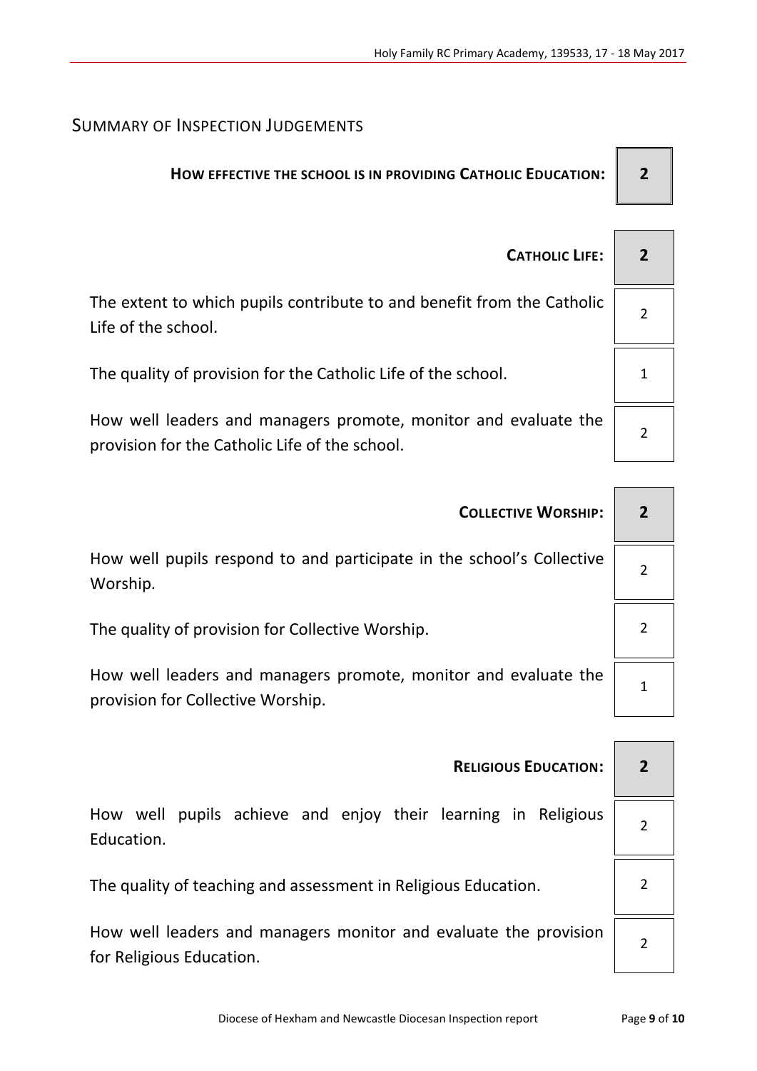## Summary of Inspection Judgements

| | |
|---|---|
| **How effective the school is in providing Catholic Education:** | **2** |
| | |
| **Catholic Life:** | **2** |
| The extent to which pupils contribute to and benefit from the Catholic Life of the school. | 2 |
| The quality of provision for the Catholic Life of the school. | 1 |
| How well leaders and managers promote, monitor and evaluate the provision for the Catholic Life of the school. | 2 |
| | |
| **Collective Worship:** | **2** |
| How well pupils respond to and participate in the school's Collective Worship. | 2 |
| The quality of provision for Collective Worship. | 2 |
| How well leaders and managers promote, monitor and evaluate the provision for Collective Worship. | 1 |
| | |
| **Religious Education:** | **2** |
| How well pupils achieve and enjoy their learning in Religious Education. | 2 |
| The quality of teaching and assessment in Religious Education. | 2 |
| How well leaders and managers monitor and evaluate the provision for Religious Education. | 2 |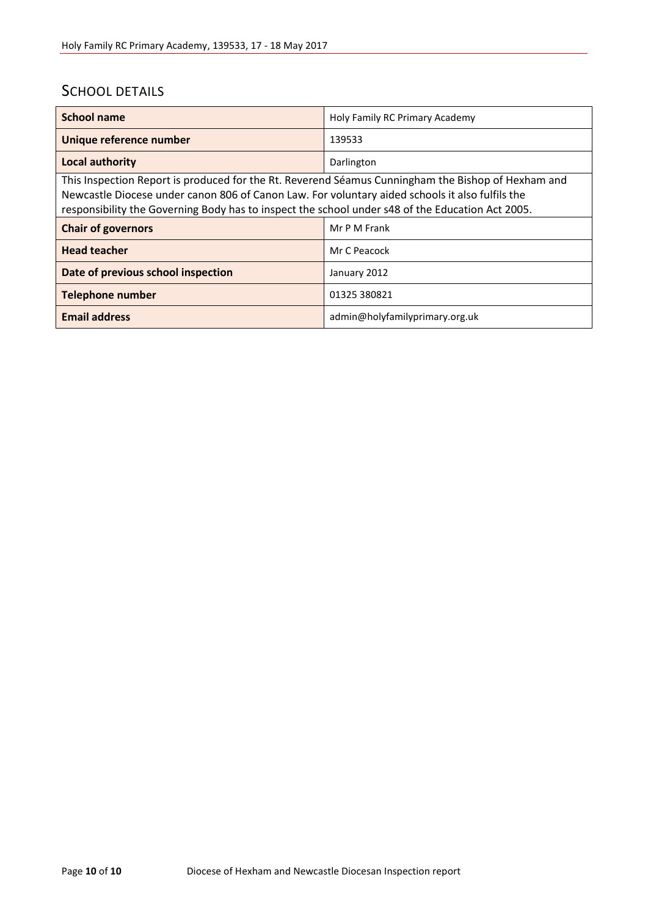## SCHOOL DETAILS

| | |
|---|---|
| **School name** | Holy Family RC Primary Academy |
| **Unique reference number** | 139533 |
| **Local authority** | Darlington |
| This Inspection Report is produced for the Rt. Reverend Séamus Cunningham the Bishop of Hexham and Newcastle Diocese under canon 806 of Canon Law. For voluntary aided schools it also fulfils the responsibility the Governing Body has to inspect the school under s48 of the Education Act 2005. | |
| **Chair of governors** | Mr P M Frank |
| **Head teacher** | Mr C Peacock |
| **Date of previous school inspection** | January 2012 |
| **Telephone number** | 01325 380821 |
| **Email address** | admin@holyfamilyprimary.org.uk |